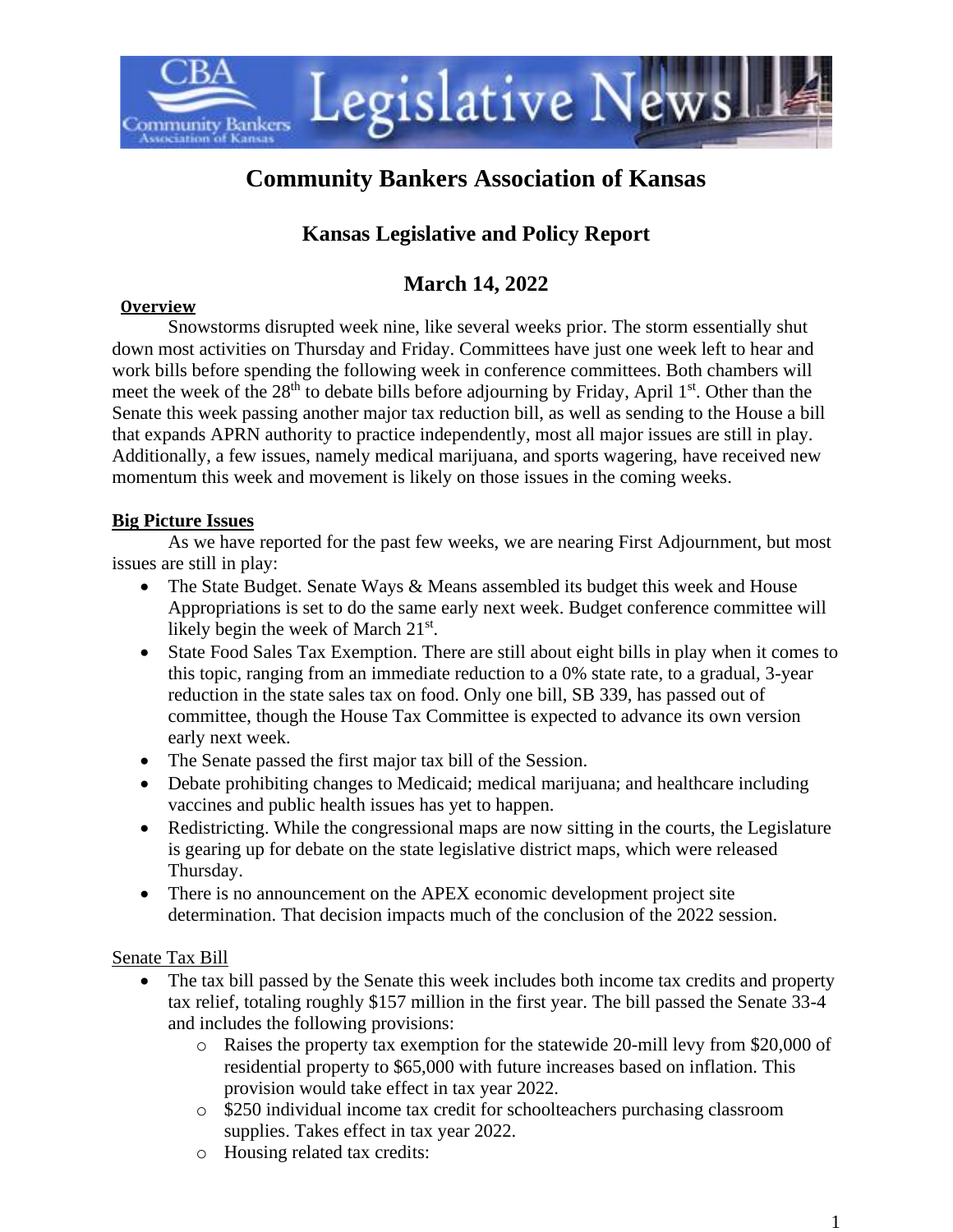# Community Bankers Association of Kansas

## Kansas Legislative and Policy Report

## March 14, 2022

**Overview**

Snowstorms disrupted week nine, like several weeks prior. The storm essentially shut down most activities on Thursday and Friday. Committees have just one week left to hear and work bills before spending the following week in conference committees. Both chambers will meet the week of the 28th to debate bills before adjourning by Friday, April 1st. Other than the Senate this week passing another major tax reduction bill, as well as sending to the House a bill that expands APRN authority to practice independently, most all major issues are still in play. Additionally, a few issues, namely medical marijuana, and sports wagering, have received new momentum this week and movement is likely on those issues in the coming weeks.

**Big Picture Issues**

As we have reported for the past few weeks, we are nearing First Adjournment, but most issues are still in play:

- The State Budget. Senate Ways & Means assembled its budget this week and House Appropriations is set to do the same early next week. Budget conference committee will likely begin the week of March 21st.
- State Food Sales Tax Exemption. There are still about eight bills in play when it comes to this topic, ranging from an immediate reduction to a 0% state rate, to a gradual, 3-year reduction in the state sales tax on food. Only one bill, SB 339, has passed out of committee, though the House Tax Committee is expected to advance its own version early next week.
- The Senate passed the first major tax bill of the Session.
- Debate prohibiting changes to Medicaid; medical marijuana; and healthcare including vaccines and public health issues has yet to happen.
- Redistricting. While the congressional maps are now sitting in the courts, the Legislature is gearing up for debate on the state legislative district maps, which were released Thursday.
- There is no announcement on the APEX economic development project site determination. That decision impacts much of the conclusion of the 2022 session.

Senate Tax Bill

- The tax bill passed by the Senate this week includes both income tax credits and property tax relief, totaling roughly $157 million in the first year. The bill passed the Senate 33-4 and includes the following provisions:
    - Raises the property tax exemption for the statewide 20-mill levy from $20,000 of residential property to $65,000 with future increases based on inflation. This provision would take effect in tax year 2022.
    - $250 individual income tax credit for schoolteachers purchasing classroom supplies. Takes effect in tax year 2022.
    - Housing related tax credits: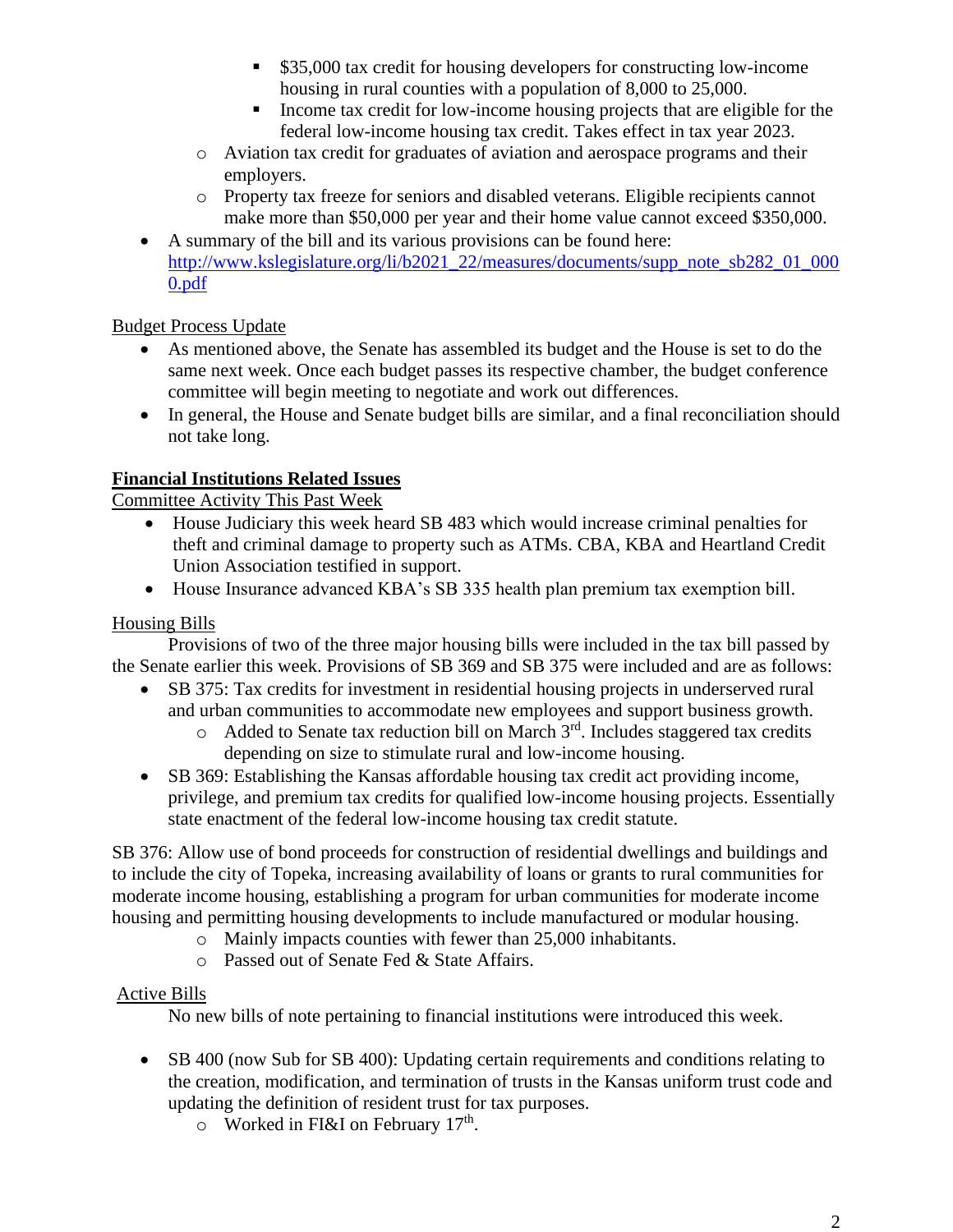- $35,000 tax credit for housing developers for constructing low-income housing in rural counties with a population of 8,000 to 25,000.
        - Income tax credit for low-income housing projects that are eligible for the federal low-income housing tax credit. Takes effect in tax year 2023.
    - Aviation tax credit for graduates of aviation and aerospace programs and their employers.
    - Property tax freeze for seniors and disabled veterans. Eligible recipients cannot make more than $50,000 per year and their home value cannot exceed $350,000.
- A summary of the bill and its various provisions can be found here: http://www.kslegislature.org/li/b2021_22/measures/documents/supp_note_sb282_01_0000.pdf

<u>Budget Process Update</u>

- As mentioned above, the Senate has assembled its budget and the House is set to do the same next week. Once each budget passes its respective chamber, the budget conference committee will begin meeting to negotiate and work out differences.
- In general, the House and Senate budget bills are similar, and a final reconciliation should not take long.

## <u>Financial Institutions Related Issues</u>

<u>Committee Activity This Past Week</u>

- House Judiciary this week heard SB 483 which would increase criminal penalties for theft and criminal damage to property such as ATMs. CBA, KBA and Heartland Credit Union Association testified in support.
- House Insurance advanced KBA's SB 335 health plan premium tax exemption bill.

<u>Housing Bills</u>

Provisions of two of the three major housing bills were included in the tax bill passed by the Senate earlier this week. Provisions of SB 369 and SB 375 were included and are as follows:

- SB 375: Tax credits for investment in residential housing projects in underserved rural and urban communities to accommodate new employees and support business growth.
    - Added to Senate tax reduction bill on March 3rd. Includes staggered tax credits depending on size to stimulate rural and low-income housing.
- SB 369: Establishing the Kansas affordable housing tax credit act providing income, privilege, and premium tax credits for qualified low-income housing projects. Essentially state enactment of the federal low-income housing tax credit statute.

SB 376: Allow use of bond proceeds for construction of residential dwellings and buildings and to include the city of Topeka, increasing availability of loans or grants to rural communities for moderate income housing, establishing a program for urban communities for moderate income housing and permitting housing developments to include manufactured or modular housing.

- Mainly impacts counties with fewer than 25,000 inhabitants.
- Passed out of Senate Fed & State Affairs.

<u>Active Bills</u>

No new bills of note pertaining to financial institutions were introduced this week.

- SB 400 (now Sub for SB 400): Updating certain requirements and conditions relating to the creation, modification, and termination of trusts in the Kansas uniform trust code and updating the definition of resident trust for tax purposes.
    - Worked in FI&I on February 17th.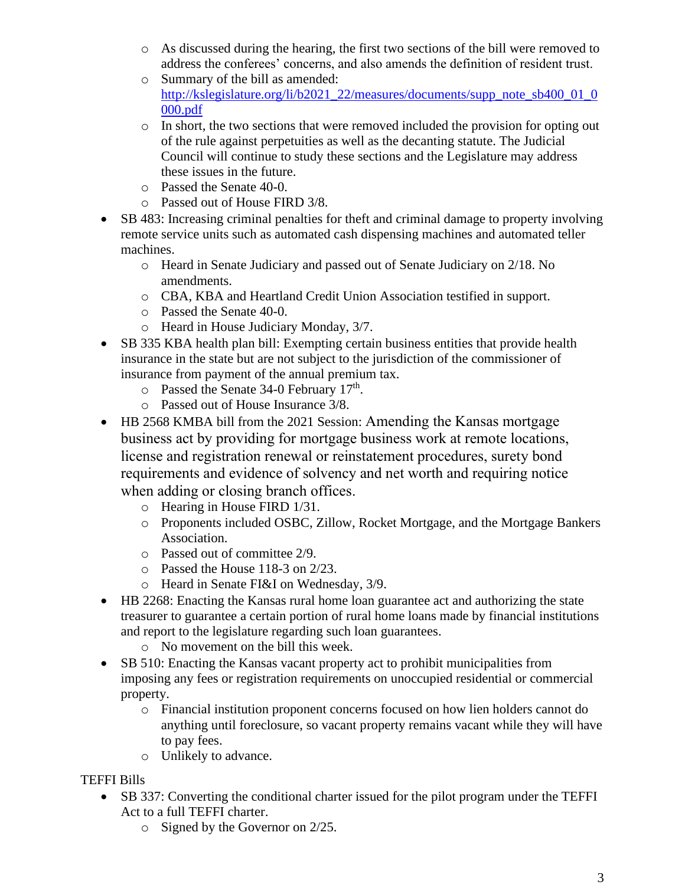- As discussed during the hearing, the first two sections of the bill were removed to address the conferees' concerns, and also amends the definition of resident trust.
  - Summary of the bill as amended: [http://kslegislature.org/li/b2021_22/measures/documents/supp_note_sb400_01_0000.pdf](http://kslegislature.org/li/b2021_22/measures/documents/supp_note_sb400_01_0000.pdf)
  - In short, the two sections that were removed included the provision for opting out of the rule against perpetuities as well as the decanting statute. The Judicial Council will continue to study these sections and the Legislature may address these issues in the future.
  - Passed the Senate 40-0.
  - Passed out of House FIRD 3/8.
- SB 483: Increasing criminal penalties for theft and criminal damage to property involving remote service units such as automated cash dispensing machines and automated teller machines.
  - Heard in Senate Judiciary and passed out of Senate Judiciary on 2/18. No amendments.
  - CBA, KBA and Heartland Credit Union Association testified in support.
  - Passed the Senate 40-0.
  - Heard in House Judiciary Monday, 3/7.
- SB 335 KBA health plan bill: Exempting certain business entities that provide health insurance in the state but are not subject to the jurisdiction of the commissioner of insurance from payment of the annual premium tax.
  - Passed the Senate 34-0 February 17th.
  - Passed out of House Insurance 3/8.
- HB 2568 KMBA bill from the 2021 Session: Amending the Kansas mortgage business act by providing for mortgage business work at remote locations, license and registration renewal or reinstatement procedures, surety bond requirements and evidence of solvency and net worth and requiring notice when adding or closing branch offices.
  - Hearing in House FIRD 1/31.
  - Proponents included OSBC, Zillow, Rocket Mortgage, and the Mortgage Bankers Association.
  - Passed out of committee 2/9.
  - Passed the House 118-3 on 2/23.
  - Heard in Senate FI&I on Wednesday, 3/9.
- HB 2268: Enacting the Kansas rural home loan guarantee act and authorizing the state treasurer to guarantee a certain portion of rural home loans made by financial institutions and report to the legislature regarding such loan guarantees.
  - No movement on the bill this week.
- SB 510: Enacting the Kansas vacant property act to prohibit municipalities from imposing any fees or registration requirements on unoccupied residential or commercial property.
  - Financial institution proponent concerns focused on how lien holders cannot do anything until foreclosure, so vacant property remains vacant while they will have to pay fees.
  - Unlikely to advance.

TEFFI Bills

- SB 337: Converting the conditional charter issued for the pilot program under the TEFFI Act to a full TEFFI charter.
  - Signed by the Governor on 2/25.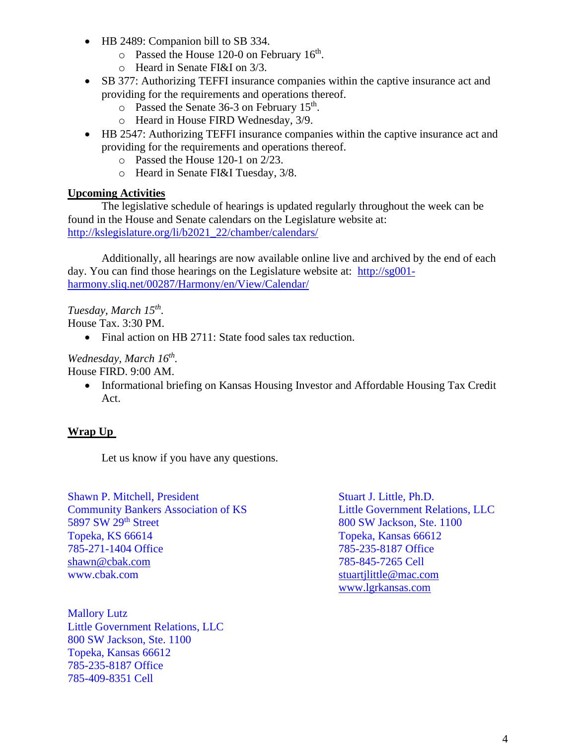- HB 2489: Companion bill to SB 334.
    - Passed the House 120-0 on February 16th.
    - Heard in Senate FI&I on 3/3.
- SB 377: Authorizing TEFFI insurance companies within the captive insurance act and providing for the requirements and operations thereof.
    - Passed the Senate 36-3 on February 15th.
    - Heard in House FIRD Wednesday, 3/9.
- HB 2547: Authorizing TEFFI insurance companies within the captive insurance act and providing for the requirements and operations thereof.
    - Passed the House 120-1 on 2/23.
    - Heard in Senate FI&I Tuesday, 3/8.

**Upcoming Activities**

The legislative schedule of hearings is updated regularly throughout the week can be found in the House and Senate calendars on the Legislature website at: http://kslegislature.org/li/b2021_22/chamber/calendars/

Additionally, all hearings are now available online live and archived by the end of each day. You can find those hearings on the Legislature website at: http://sg001-harmony.sliq.net/00287/Harmony/en/View/Calendar/

*Tuesday, March 15th.*
House Tax. 3:30 PM.

- Final action on HB 2711: State food sales tax reduction.

*Wednesday, March 16th.*
House FIRD. 9:00 AM.

- Informational briefing on Kansas Housing Investor and Affordable Housing Tax Credit Act.

**Wrap Up**

Let us know if you have any questions.

Shawn P. Mitchell, President
Community Bankers Association of KS
5897 SW 29th Street
Topeka, KS 66614
785-271-1404 Office
shawn@cbak.com
www.cbak.com

Stuart J. Little, Ph.D.
Little Government Relations, LLC
800 SW Jackson, Ste. 1100
Topeka, Kansas 66612
785-235-8187 Office
785-845-7265 Cell
stuartjlittle@mac.com
www.lgrkansas.com

Mallory Lutz
Little Government Relations, LLC
800 SW Jackson, Ste. 1100
Topeka, Kansas 66612
785-235-8187 Office
785-409-8351 Cell